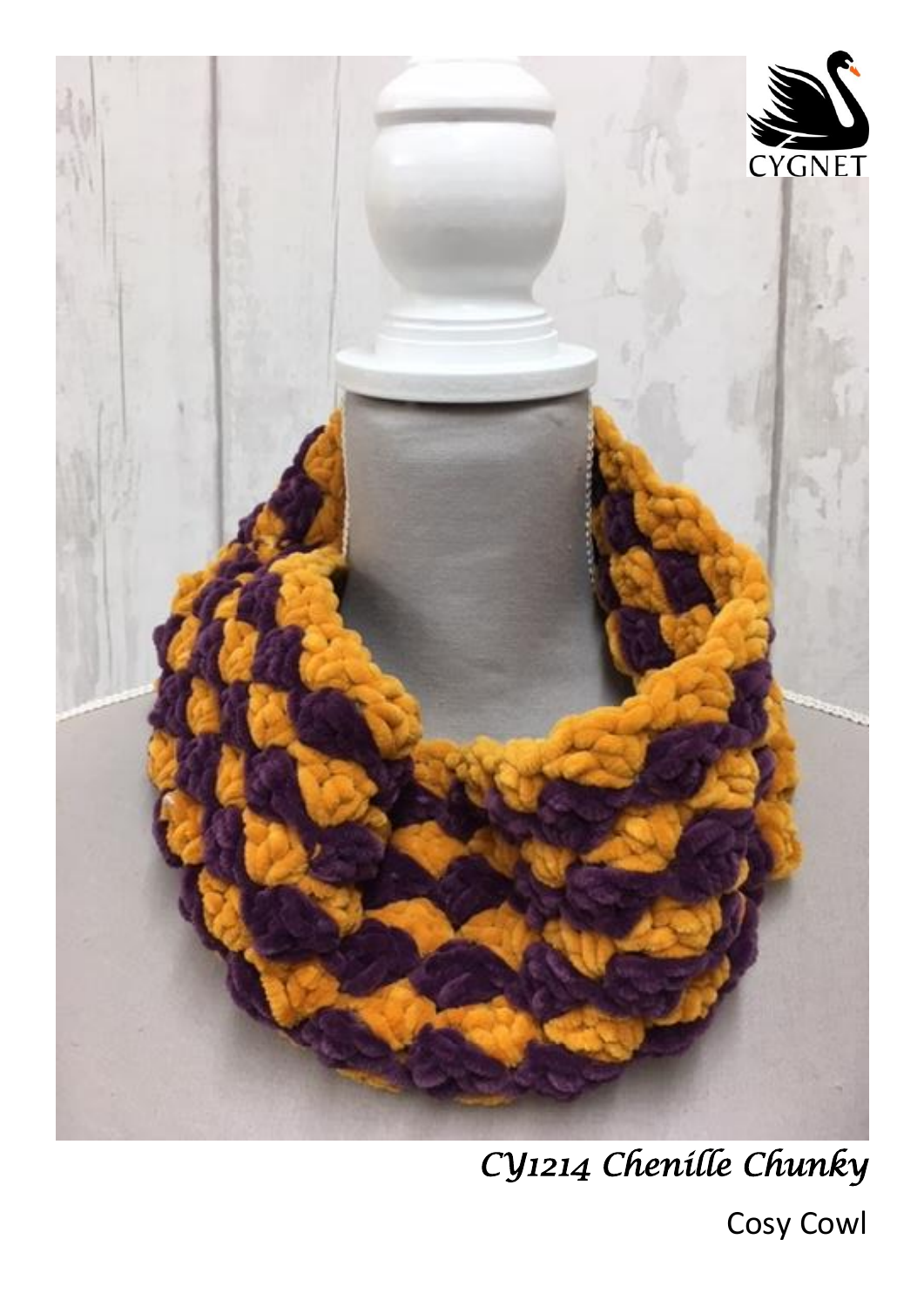CYGNET

*CY1214 Chenille Chunky*

Cosy Cowl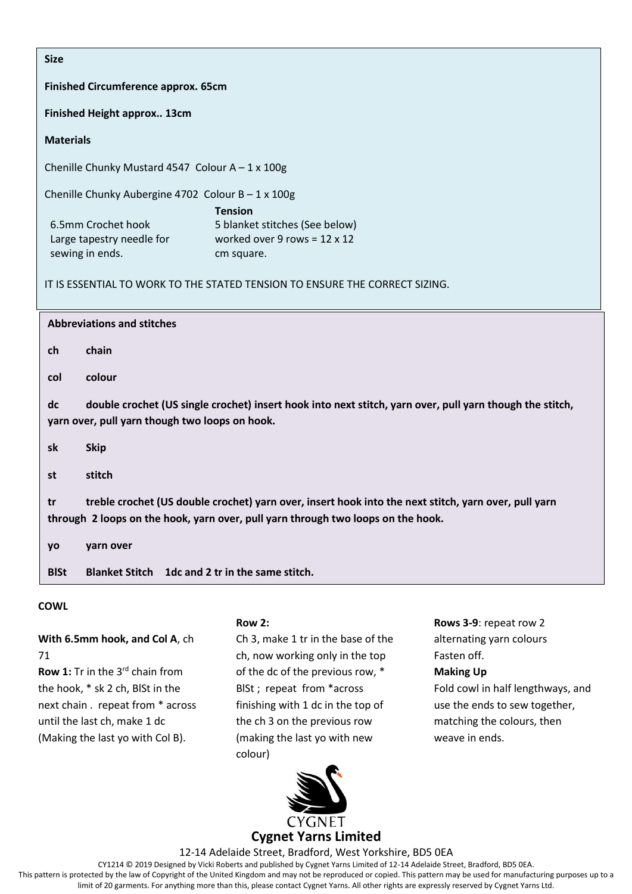**Size**

**Finished Circumference approx. 65cm**

**Finished Height approx.. 13cm**

**Materials**

Chenille Chunky Mustard 4547 Colour A – 1 x 100g

Chenille Chunky Aubergine 4702 Colour B – 1 x 100g

6.5mm Crochet hook
Large tapestry needle for sewing in ends.

**Tension**
5 blanket stitches (See below) worked over 9 rows = 12 x 12 cm square.

IT IS ESSENTIAL TO WORK TO THE STATED TENSION TO ENSURE THE CORRECT SIZING.

**Abbreviations and stitches**

**ch** **chain**

**col** **colour**

**dc** **double crochet (US single crochet) insert hook into next stitch, yarn over, pull yarn though the stitch, yarn over, pull yarn though two loops on hook.**

**sk** **Skip**

**st** **stitch**

**tr** **treble crochet (US double crochet) yarn over, insert hook into the next stitch, yarn over, pull yarn through 2 loops on the hook, yarn over, pull yarn through two loops on the hook.**

**yo** **yarn over**

**BlSt** **Blanket Stitch 1dc and 2 tr in the same stitch.**

**COWL**

**With 6.5mm hook, and Col A**, ch 71

**Row 1:** Tr in the 3rd chain from the hook, * sk 2 ch, BlSt in the next chain . repeat from * across until the last ch, make 1 dc (Making the last yo with Col B).

**Row 2:**
Ch 3, make 1 tr in the base of the ch, now working only in the top of the dc of the previous row, * BlSt ; repeat from *across finishing with 1 dc in the top of the ch 3 on the previous row (making the last yo with new colour)

**Rows 3-9**: repeat row 2 alternating yarn colours
Fasten off.

**Making Up**
Fold cowl in half lengthways, and use the ends to sew together, matching the colours, then weave in ends.

CYGNET
**Cygnet Yarns Limited**

12-14 Adelaide Street, Bradford, West Yorkshire, BD5 0EA

CY1214 © 2019 Designed by Vicki Roberts and published by Cygnet Yarns Limited of 12-14 Adelaide Street, Bradford, BD5 0EA.
This pattern is protected by the law of Copyright of the United Kingdom and may not be reproduced or copied. This pattern may be used for manufacturing purposes up to a limit of 20 garments. For anything more than this, please contact Cygnet Yarns. All other rights are expressly reserved by Cygnet Yarns Ltd.